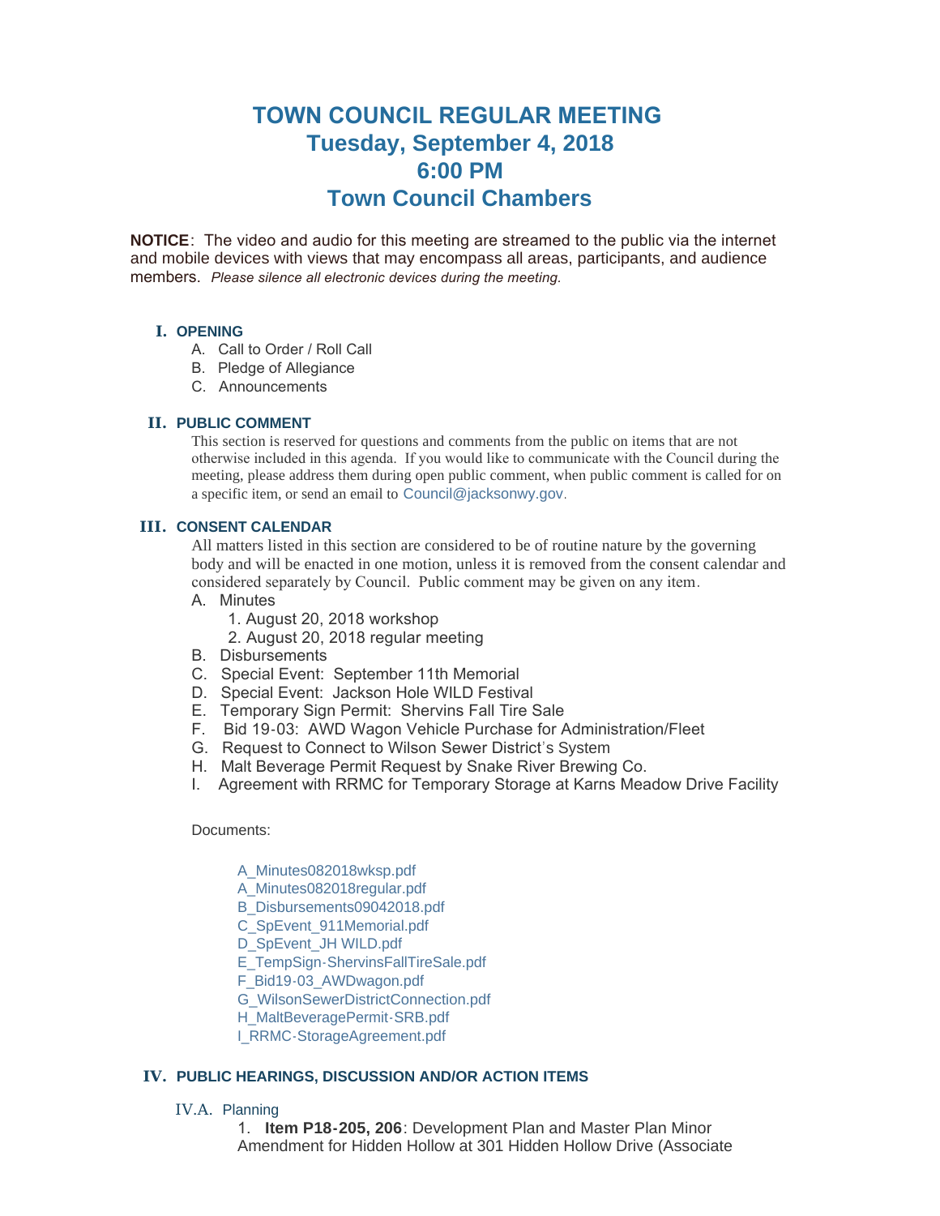# TOWN COUNCIL REGULAR MEETING
## Tuesday, September 4, 2018
## 6:00 PM
## Town Council Chambers

**NOTICE**: The video and audio for this meeting are streamed to the public via the internet and mobile devices with views that may encompass all areas, participants, and audience members. *Please silence all electronic devices during the meeting.*

### I. OPENING

A. Call to Order / Roll Call
B. Pledge of Allegiance
C. Announcements

### II. PUBLIC COMMENT

This section is reserved for questions and comments from the public on items that are not otherwise included in this agenda. If you would like to communicate with the Council during the meeting, please address them during open public comment, when public comment is called for on a specific item, or send an email to Council@jacksonwy.gov.

### III. CONSENT CALENDAR

All matters listed in this section are considered to be of routine nature by the governing body and will be enacted in one motion, unless it is removed from the consent calendar and considered separately by Council. Public comment may be given on any item.

A. Minutes
  1. August 20, 2018 workshop
  2. August 20, 2018 regular meeting
B. Disbursements
C. Special Event: September 11th Memorial
D. Special Event: Jackson Hole WILD Festival
E. Temporary Sign Permit: Shervins Fall Tire Sale
F. Bid 19-03: AWD Wagon Vehicle Purchase for Administration/Fleet
G. Request to Connect to Wilson Sewer District's System
H. Malt Beverage Permit Request by Snake River Brewing Co.
I. Agreement with RRMC for Temporary Storage at Karns Meadow Drive Facility

Documents:

A_Minutes082018wksp.pdf
A_Minutes082018regular.pdf
B_Disbursements09042018.pdf
C_SpEvent_911Memorial.pdf
D_SpEvent_JH WILD.pdf
E_TempSign-ShervinsFallTireSale.pdf
F_Bid19-03_AWDwagon.pdf
G_WilsonSewerDistrictConnection.pdf
H_MaltBeveragePermit-SRB.pdf
I_RRMC-StorageAgreement.pdf

### IV. PUBLIC HEARINGS, DISCUSSION AND/OR ACTION ITEMS

#### IV.A. Planning

1. **Item P18-205, 206**: Development Plan and Master Plan Minor Amendment for Hidden Hollow at 301 Hidden Hollow Drive (Associate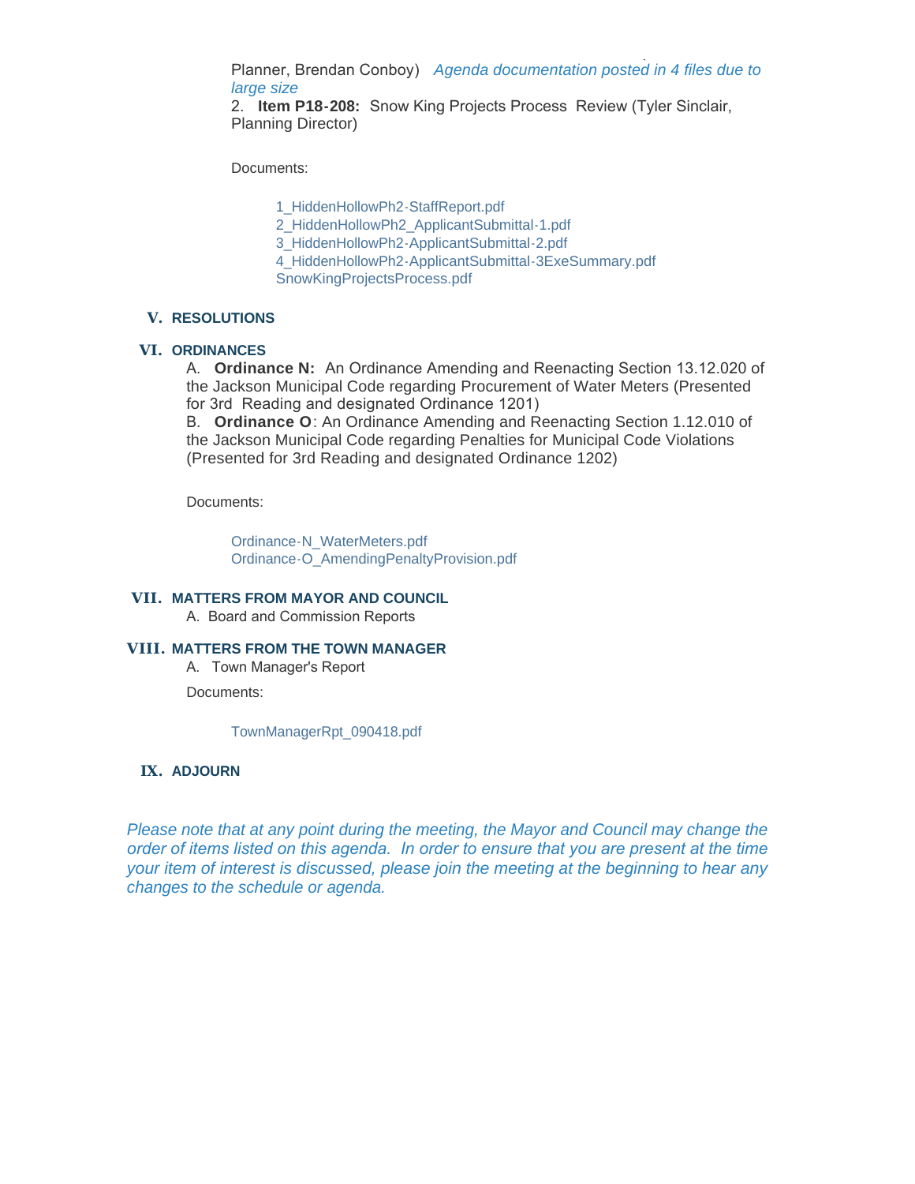Planner, Brendan Conboy) *Agenda documentation posted in 4 files due to large size*

2. **Item P18-208:** Snow King Projects Process Review (Tyler Sinclair, Planning Director)

Documents:

1_HiddenHollowPh2-StaffReport.pdf
2_HiddenHollowPh2_ApplicantSubmittal-1.pdf
3_HiddenHollowPh2-ApplicantSubmittal-2.pdf
4_HiddenHollowPh2-ApplicantSubmittal-3ExeSummary.pdf
SnowKingProjectsProcess.pdf

## V. RESOLUTIONS

## VI. ORDINANCES

A. **Ordinance N:** An Ordinance Amending and Reenacting Section 13.12.020 of the Jackson Municipal Code regarding Procurement of Water Meters (Presented for 3rd Reading and designated Ordinance 1201)

B. **Ordinance O**: An Ordinance Amending and Reenacting Section 1.12.010 of the Jackson Municipal Code regarding Penalties for Municipal Code Violations (Presented for 3rd Reading and designated Ordinance 1202)

Documents:

Ordinance-N_WaterMeters.pdf
Ordinance-O_AmendingPenaltyProvision.pdf

## VII. MATTERS FROM MAYOR AND COUNCIL

A. Board and Commission Reports

## VIII. MATTERS FROM THE TOWN MANAGER

A. Town Manager's Report

Documents:

TownManagerRpt_090418.pdf

## IX. ADJOURN

*Please note that at any point during the meeting, the Mayor and Council may change the order of items listed on this agenda. In order to ensure that you are present at the time your item of interest is discussed, please join the meeting at the beginning to hear any changes to the schedule or agenda.*